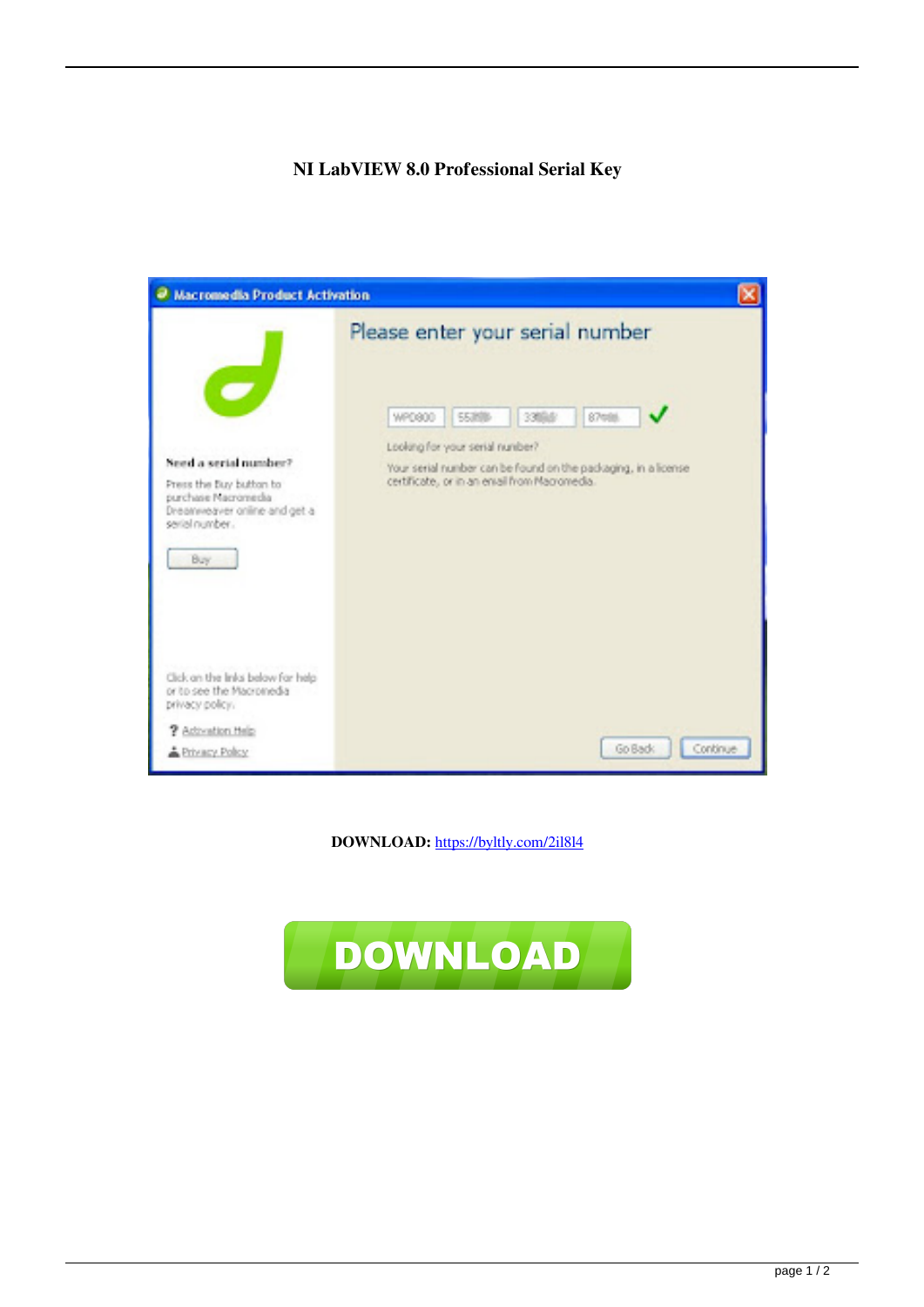# NI LabVIEW 8.0 Professional Serial Key

**DOWNLOAD:** https://byltly.com/2il8l4

DOWNLOAD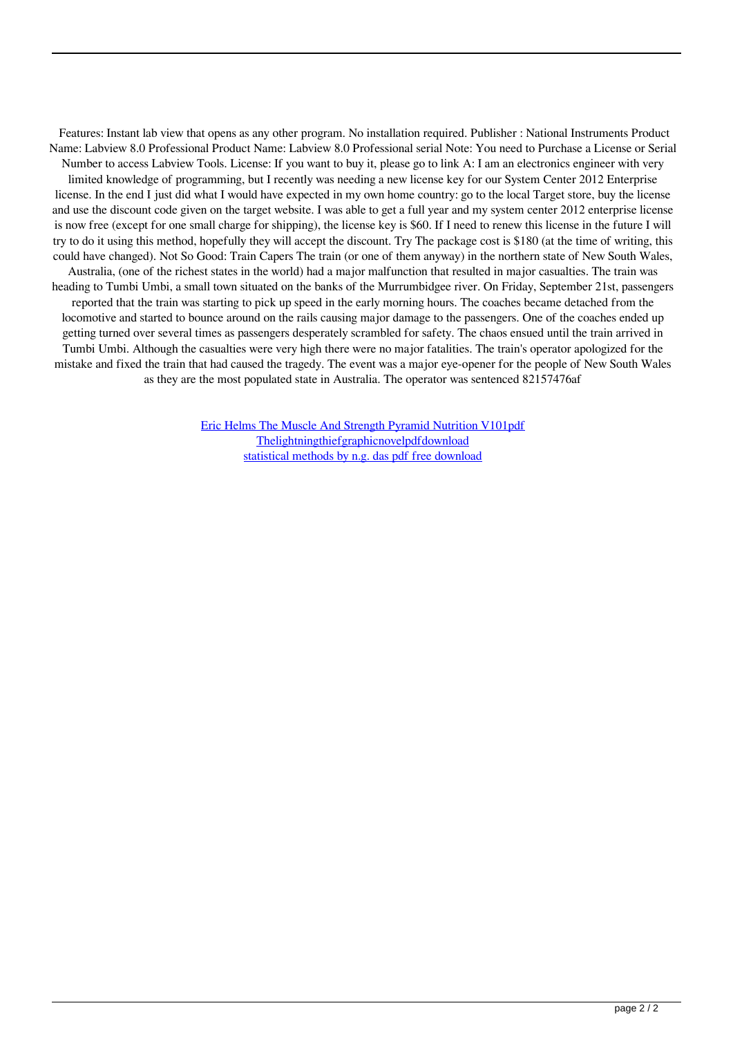Features: Instant lab view that opens as any other program. No installation required. Publisher : National Instruments Product Name: Labview 8.0 Professional Product Name: Labview 8.0 Professional serial Note: You need to Purchase a License or Serial Number to access Labview Tools. License: If you want to buy it, please go to link A: I am an electronics engineer with very limited knowledge of programming, but I recently was needing a new license key for our System Center 2012 Enterprise license. In the end I just did what I would have expected in my own home country: go to the local Target store, buy the license and use the discount code given on the target website. I was able to get a full year and my system center 2012 enterprise license is now free (except for one small charge for shipping), the license key is $60. If I need to renew this license in the future I will try to do it using this method, hopefully they will accept the discount. Try The package cost is $180 (at the time of writing, this could have changed). Not So Good: Train Capers The train (or one of them anyway) in the northern state of New South Wales, Australia, (one of the richest states in the world) had a major malfunction that resulted in major casualties. The train was heading to Tumbi Umbi, a small town situated on the banks of the Murrumbidgee river. On Friday, September 21st, passengers reported that the train was starting to pick up speed in the early morning hours. The coaches became detached from the locomotive and started to bounce around on the rails causing major damage to the passengers. One of the coaches ended up getting turned over several times as passengers desperately scrambled for safety. The chaos ensued until the train arrived in Tumbi Umbi. Although the casualties were very high there were no major fatalities. The train's operator apologized for the mistake and fixed the train that had caused the tragedy. The event was a major eye-opener for the people of New South Wales as they are the most populated state in Australia. The operator was sentenced 82157476af

Eric Helms The Muscle And Strength Pyramid Nutrition V101pdf
Thelightningthiefgraphicnovelpdfdownload
statistical methods by n.g. das pdf free download